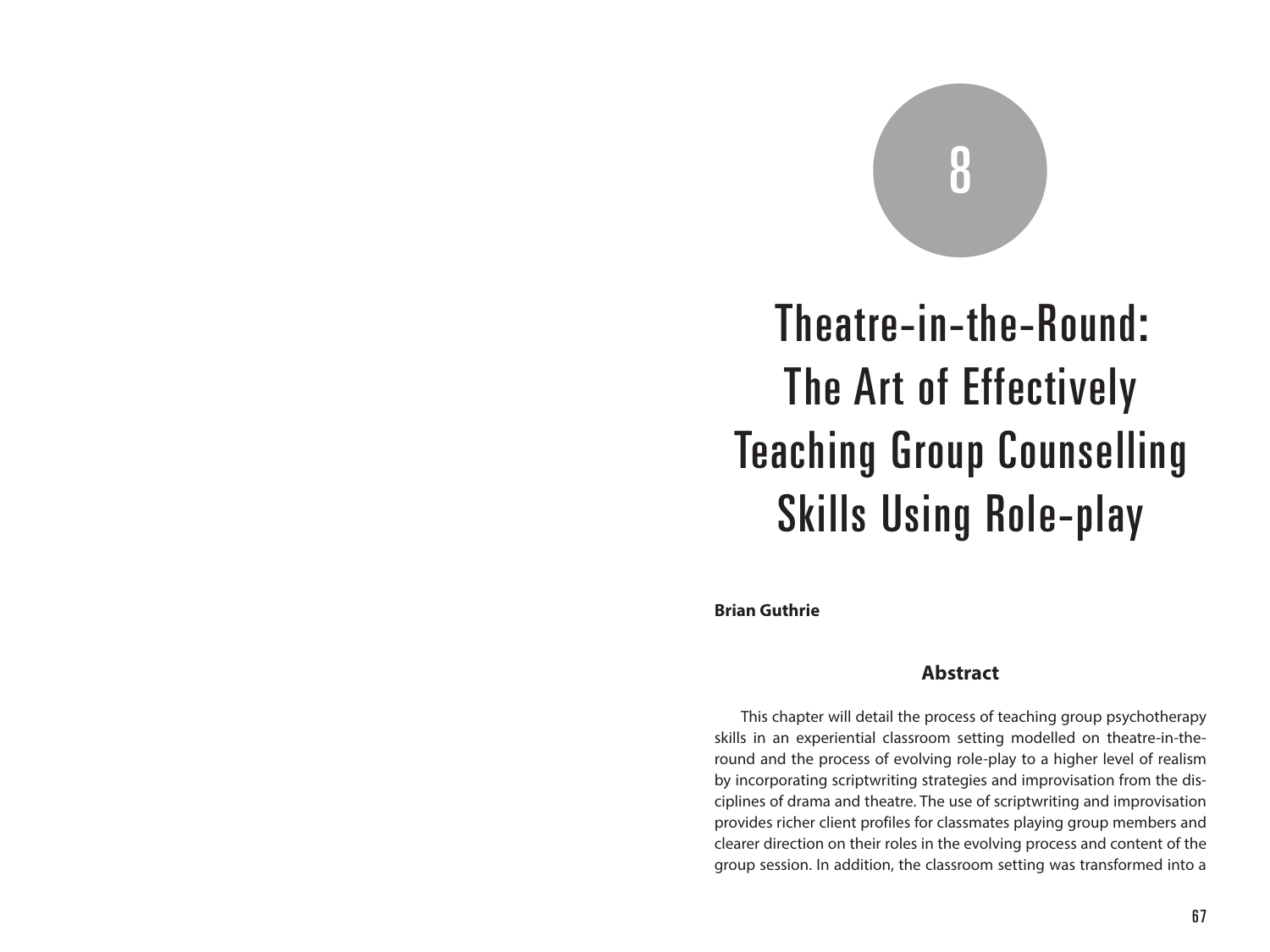# 8

# Theatre-in-the-Round: The Art of Effectively Teaching Group Counselling Skills Using Role-play

**Brian Guthrie**

## Abstract

This chapter will detail the process of teaching group psychotherapy skills in an experiential classroom setting modelled on theatre-in-the-round and the process of evolving role-play to a higher level of realism by incorporating scriptwriting strategies and improvisation from the disciplines of drama and theatre. The use of scriptwriting and improvisation provides richer client profiles for classmates playing group members and clearer direction on their roles in the evolving process and content of the group session. In addition, the classroom setting was transformed into a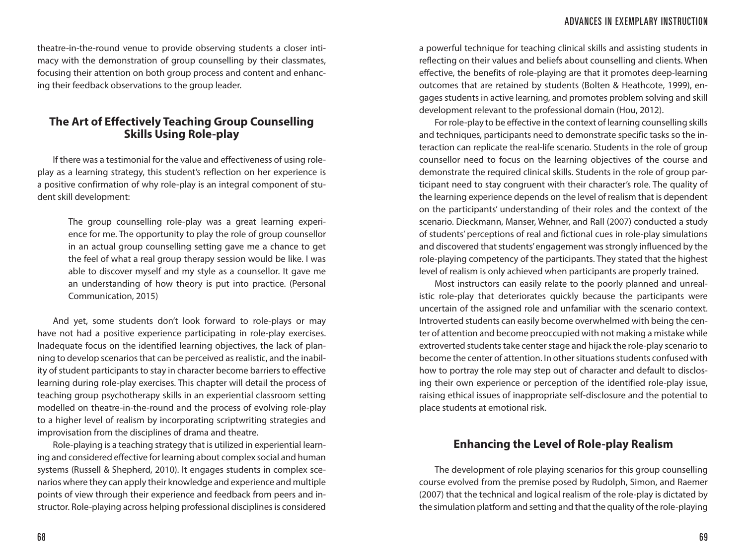theatre-in-the-round venue to provide observing students a closer intimacy with the demonstration of group counselling by their classmates, focusing their attention on both group process and content and enhancing their feedback observations to the group leader.

## The Art of Effectively Teaching Group Counselling Skills Using Role-play

If there was a testimonial for the value and effectiveness of using role-play as a learning strategy, this student's reflection on her experience is a positive confirmation of why role-play is an integral component of student skill development:

> The group counselling role-play was a great learning experience for me. The opportunity to play the role of group counsellor in an actual group counselling setting gave me a chance to get the feel of what a real group therapy session would be like. I was able to discover myself and my style as a counsellor. It gave me an understanding of how theory is put into practice. (Personal Communication, 2015)

And yet, some students don't look forward to role-plays or may have not had a positive experience participating in role-play exercises. Inadequate focus on the identified learning objectives, the lack of planning to develop scenarios that can be perceived as realistic, and the inability of student participants to stay in character become barriers to effective learning during role-play exercises. This chapter will detail the process of teaching group psychotherapy skills in an experiential classroom setting modelled on theatre-in-the-round and the process of evolving role-play to a higher level of realism by incorporating scriptwriting strategies and improvisation from the disciplines of drama and theatre.

Role-playing is a teaching strategy that is utilized in experiential learning and considered effective for learning about complex social and human systems (Russell & Shepherd, 2010). It engages students in complex scenarios where they can apply their knowledge and experience and multiple points of view through their experience and feedback from peers and instructor. Role-playing across helping professional disciplines is considered a powerful technique for teaching clinical skills and assisting students in reflecting on their values and beliefs about counselling and clients. When effective, the benefits of role-playing are that it promotes deep-learning outcomes that are retained by students (Bolten & Heathcote, 1999), engages students in active learning, and promotes problem solving and skill development relevant to the professional domain (Hou, 2012).

For role-play to be effective in the context of learning counselling skills and techniques, participants need to demonstrate specific tasks so the interaction can replicate the real-life scenario. Students in the role of group counsellor need to focus on the learning objectives of the course and demonstrate the required clinical skills. Students in the role of group participant need to stay congruent with their character's role. The quality of the learning experience depends on the level of realism that is dependent on the participants' understanding of their roles and the context of the scenario. Dieckmann, Manser, Wehner, and Rall (2007) conducted a study of students' perceptions of real and fictional cues in role-play simulations and discovered that students' engagement was strongly influenced by the role-playing competency of the participants. They stated that the highest level of realism is only achieved when participants are properly trained.

Most instructors can easily relate to the poorly planned and unrealistic role-play that deteriorates quickly because the participants were uncertain of the assigned role and unfamiliar with the scenario context. Introverted students can easily become overwhelmed with being the center of attention and become preoccupied with not making a mistake while extroverted students take center stage and hijack the role-play scenario to become the center of attention. In other situations students confused with how to portray the role may step out of character and default to disclosing their own experience or perception of the identified role-play issue, raising ethical issues of inappropriate self-disclosure and the potential to place students at emotional risk.

## Enhancing the Level of Role-play Realism

The development of role playing scenarios for this group counselling course evolved from the premise posed by Rudolph, Simon, and Raemer (2007) that the technical and logical realism of the role-play is dictated by the simulation platform and setting and that the quality of the role-playing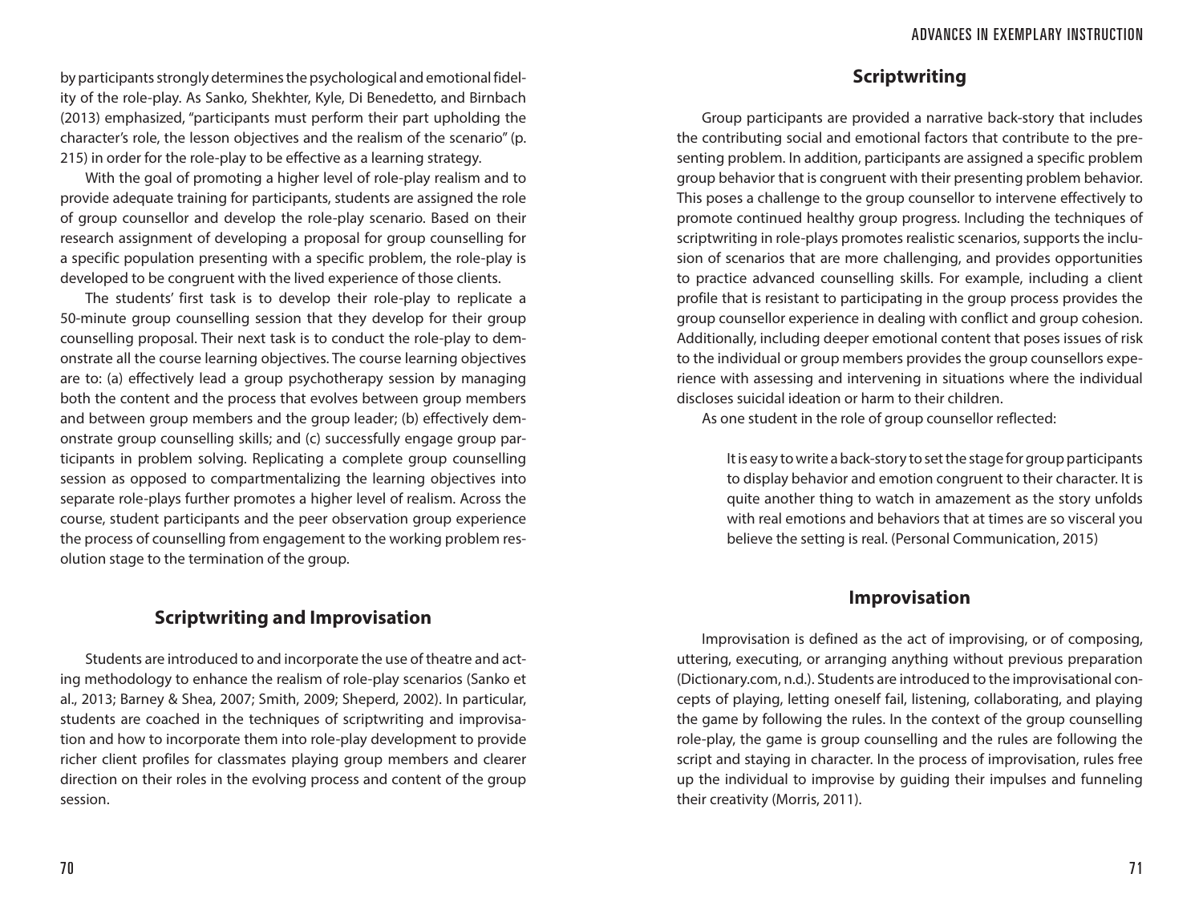by participants strongly determines the psychological and emotional fidelity of the role-play. As Sanko, Shekhter, Kyle, Di Benedetto, and Birnbach (2013) emphasized, "participants must perform their part upholding the character's role, the lesson objectives and the realism of the scenario" (p. 215) in order for the role-play to be effective as a learning strategy.

With the goal of promoting a higher level of role-play realism and to provide adequate training for participants, students are assigned the role of group counsellor and develop the role-play scenario. Based on their research assignment of developing a proposal for group counselling for a specific population presenting with a specific problem, the role-play is developed to be congruent with the lived experience of those clients.

The students' first task is to develop their role-play to replicate a 50-minute group counselling session that they develop for their group counselling proposal. Their next task is to conduct the role-play to demonstrate all the course learning objectives. The course learning objectives are to: (a) effectively lead a group psychotherapy session by managing both the content and the process that evolves between group members and between group members and the group leader; (b) effectively demonstrate group counselling skills; and (c) successfully engage group participants in problem solving. Replicating a complete group counselling session as opposed to compartmentalizing the learning objectives into separate role-plays further promotes a higher level of realism. Across the course, student participants and the peer observation group experience the process of counselling from engagement to the working problem resolution stage to the termination of the group.

## Scriptwriting and Improvisation

Students are introduced to and incorporate the use of theatre and acting methodology to enhance the realism of role-play scenarios (Sanko et al., 2013; Barney & Shea, 2007; Smith, 2009; Sheperd, 2002). In particular, students are coached in the techniques of scriptwriting and improvisation and how to incorporate them into role-play development to provide richer client profiles for classmates playing group members and clearer direction on their roles in the evolving process and content of the group session.

### Scriptwriting

Group participants are provided a narrative back-story that includes the contributing social and emotional factors that contribute to the presenting problem. In addition, participants are assigned a specific problem group behavior that is congruent with their presenting problem behavior. This poses a challenge to the group counsellor to intervene effectively to promote continued healthy group progress. Including the techniques of scriptwriting in role-plays promotes realistic scenarios, supports the inclusion of scenarios that are more challenging, and provides opportunities to practice advanced counselling skills. For example, including a client profile that is resistant to participating in the group process provides the group counsellor experience in dealing with conflict and group cohesion. Additionally, including deeper emotional content that poses issues of risk to the individual or group members provides the group counsellors experience with assessing and intervening in situations where the individual discloses suicidal ideation or harm to their children.

As one student in the role of group counsellor reflected:

> It is easy to write a back-story to set the stage for group participants to display behavior and emotion congruent to their character. It is quite another thing to watch in amazement as the story unfolds with real emotions and behaviors that at times are so visceral you believe the setting is real. (Personal Communication, 2015)

### Improvisation

Improvisation is defined as the act of improvising, or of composing, uttering, executing, or arranging anything without previous preparation (Dictionary.com, n.d.). Students are introduced to the improvisational concepts of playing, letting oneself fail, listening, collaborating, and playing the game by following the rules. In the context of the group counselling role-play, the game is group counselling and the rules are following the script and staying in character. In the process of improvisation, rules free up the individual to improvise by guiding their impulses and funneling their creativity (Morris, 2011).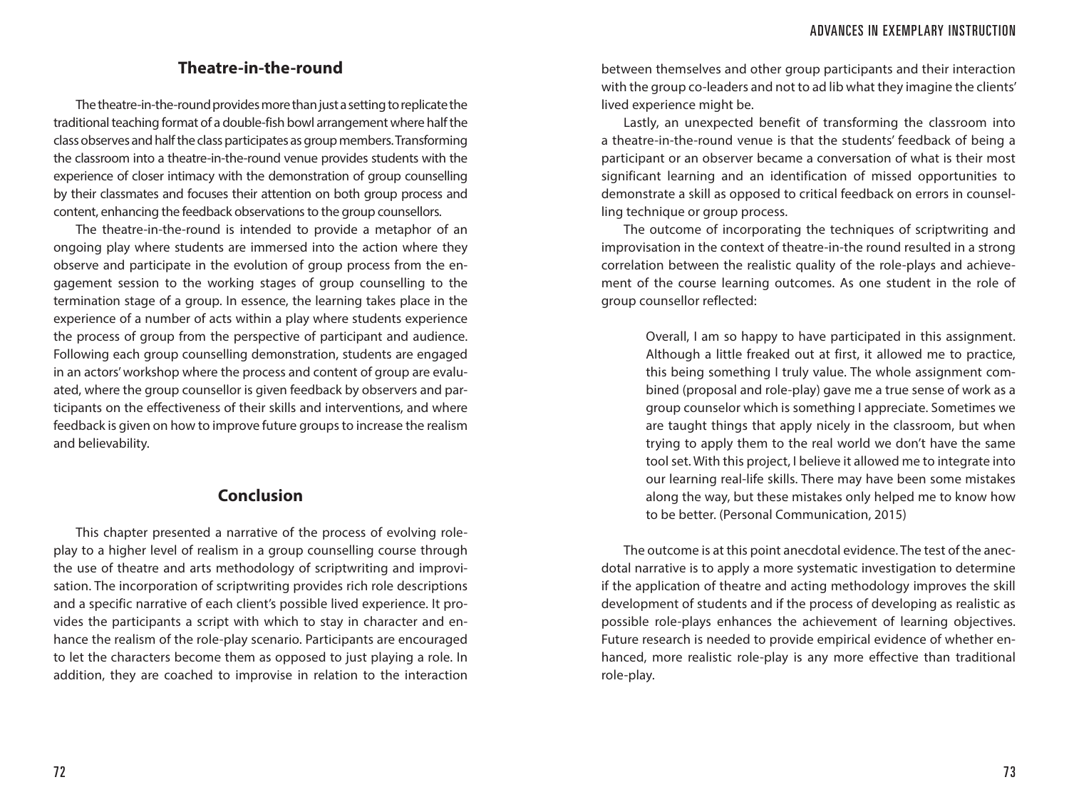## Theatre-in-the-round

The theatre-in-the-round provides more than just a setting to replicate the traditional teaching format of a double-fish bowl arrangement where half the class observes and half the class participates as group members. Transforming the classroom into a theatre-in-the-round venue provides students with the experience of closer intimacy with the demonstration of group counselling by their classmates and focuses their attention on both group process and content, enhancing the feedback observations to the group counsellors.

The theatre-in-the-round is intended to provide a metaphor of an ongoing play where students are immersed into the action where they observe and participate in the evolution of group process from the engagement session to the working stages of group counselling to the termination stage of a group. In essence, the learning takes place in the experience of a number of acts within a play where students experience the process of group from the perspective of participant and audience. Following each group counselling demonstration, students are engaged in an actors' workshop where the process and content of group are evaluated, where the group counsellor is given feedback by observers and participants on the effectiveness of their skills and interventions, and where feedback is given on how to improve future groups to increase the realism and believability.

## Conclusion

This chapter presented a narrative of the process of evolving role-play to a higher level of realism in a group counselling course through the use of theatre and arts methodology of scriptwriting and improvisation. The incorporation of scriptwriting provides rich role descriptions and a specific narrative of each client's possible lived experience. It provides the participants a script with which to stay in character and enhance the realism of the role-play scenario. Participants are encouraged to let the characters become them as opposed to just playing a role. In addition, they are coached to improvise in relation to the interaction between themselves and other group participants and their interaction with the group co-leaders and not to ad lib what they imagine the clients' lived experience might be.

Lastly, an unexpected benefit of transforming the classroom into a theatre-in-the-round venue is that the students' feedback of being a participant or an observer became a conversation of what is their most significant learning and an identification of missed opportunities to demonstrate a skill as opposed to critical feedback on errors in counselling technique or group process.

The outcome of incorporating the techniques of scriptwriting and improvisation in the context of theatre-in-the round resulted in a strong correlation between the realistic quality of the role-plays and achievement of the course learning outcomes. As one student in the role of group counsellor reflected:

> Overall, I am so happy to have participated in this assignment. Although a little freaked out at first, it allowed me to practice, this being something I truly value. The whole assignment combined (proposal and role-play) gave me a true sense of work as a group counselor which is something I appreciate. Sometimes we are taught things that apply nicely in the classroom, but when trying to apply them to the real world we don't have the same tool set. With this project, I believe it allowed me to integrate into our learning real-life skills. There may have been some mistakes along the way, but these mistakes only helped me to know how to be better. (Personal Communication, 2015)

The outcome is at this point anecdotal evidence. The test of the anecdotal narrative is to apply a more systematic investigation to determine if the application of theatre and acting methodology improves the skill development of students and if the process of developing as realistic as possible role-plays enhances the achievement of learning objectives. Future research is needed to provide empirical evidence of whether enhanced, more realistic role-play is any more effective than traditional role-play.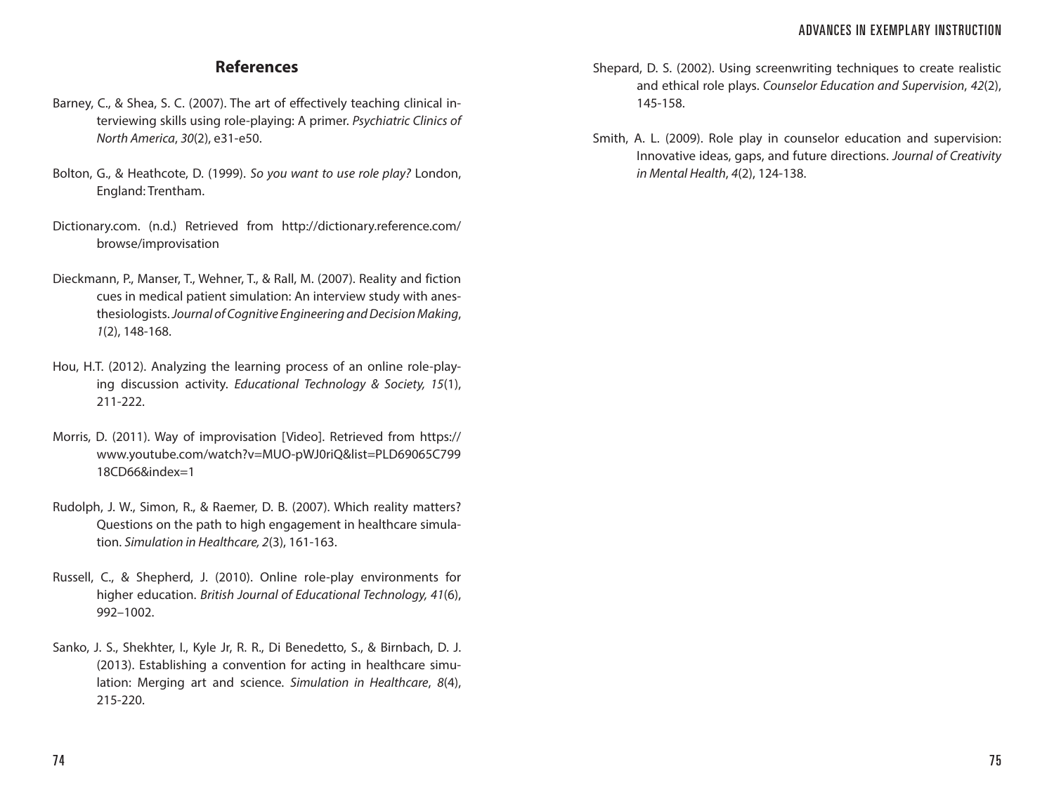## References

Barney, C., & Shea, S. C. (2007). The art of effectively teaching clinical interviewing skills using role-playing: A primer. *Psychiatric Clinics of North America*, *30*(2), e31-e50.

Bolton, G., & Heathcote, D. (1999). *So you want to use role play?* London, England: Trentham.

Dictionary.com. (n.d.) Retrieved from http://dictionary.reference.com/browse/improvisation

Dieckmann, P., Manser, T., Wehner, T., & Rall, M. (2007). Reality and fiction cues in medical patient simulation: An interview study with anesthesiologists. *Journal of Cognitive Engineering and Decision Making*, *1*(2), 148-168.

Hou, H.T. (2012). Analyzing the learning process of an online role-playing discussion activity. *Educational Technology & Society, 15*(1), 211-222.

Morris, D. (2011). Way of improvisation [Video]. Retrieved from https://www.youtube.com/watch?v=MUO-pWJ0riQ&list=PLD69065C79918CD66&index=1

Rudolph, J. W., Simon, R., & Raemer, D. B. (2007). Which reality matters? Questions on the path to high engagement in healthcare simulation. *Simulation in Healthcare, 2*(3), 161-163.

Russell, C., & Shepherd, J. (2010). Online role-play environments for higher education. *British Journal of Educational Technology, 41*(6), 992–1002.

Sanko, J. S., Shekhter, I., Kyle Jr, R. R., Di Benedetto, S., & Birnbach, D. J. (2013). Establishing a convention for acting in healthcare simulation: Merging art and science. *Simulation in Healthcare*, *8*(4), 215-220.

Shepard, D. S. (2002). Using screenwriting techniques to create realistic and ethical role plays. *Counselor Education and Supervision*, *42*(2), 145-158.

Smith, A. L. (2009). Role play in counselor education and supervision: Innovative ideas, gaps, and future directions. *Journal of Creativity in Mental Health*, *4*(2), 124-138.